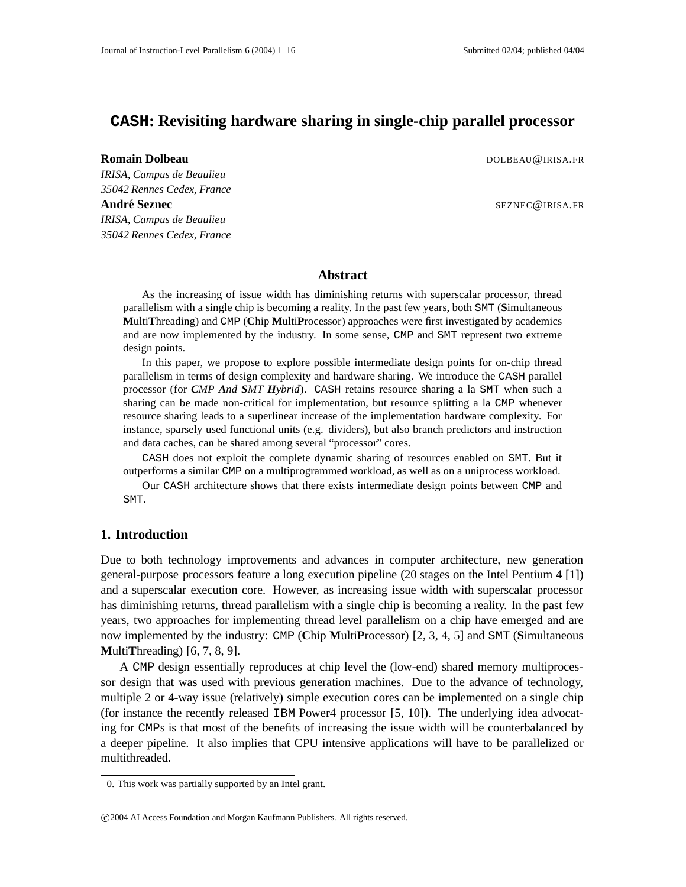# CASH: Revisiting hardware sharing in single-chip parallel processor

**Romain Dolbeau** DOLBEAU@IRISA.FR
*IRISA, Campus de Beaulieu*
*35042 Rennes Cedex, France*

**André Seznec** SEZNEC@IRISA.FR
*IRISA, Campus de Beaulieu*
*35042 Rennes Cedex, France*

## Abstract

As the increasing of issue width has diminishing returns with superscalar processor, thread parallelism with a single chip is becoming a reality. In the past few years, both SMT (**S**imultaneous **M**ulti**T**hreading) and CMP (**C**hip **M**ulti**P**rocessor) approaches were first investigated by academics and are now implemented by the industry. In some sense, CMP and SMT represent two extreme design points.

In this paper, we propose to explore possible intermediate design points for on-chip thread parallelism in terms of design complexity and hardware sharing. We introduce the CASH parallel processor (for ***C****MP* ***A****nd* ***S****MT* ***H****ybrid*). CASH retains resource sharing a la SMT when such a sharing can be made non-critical for implementation, but resource splitting a la CMP whenever resource sharing leads to a superlinear increase of the implementation hardware complexity. For instance, sparsely used functional units (e.g. dividers), but also branch predictors and instruction and data caches, can be shared among several "processor" cores.

CASH does not exploit the complete dynamic sharing of resources enabled on SMT. But it outperforms a similar CMP on a multiprogrammed workload, as well as on a uniprocess workload.

Our CASH architecture shows that there exists intermediate design points between CMP and SMT.

## 1. Introduction

Due to both technology improvements and advances in computer architecture, new generation general-purpose processors feature a long execution pipeline (20 stages on the Intel Pentium 4 [1]) and a superscalar execution core. However, as increasing issue width with superscalar processor has diminishing returns, thread parallelism with a single chip is becoming a reality. In the past few years, two approaches for implementing thread level parallelism on a chip have emerged and are now implemented by the industry: CMP (**C**hip **M**ulti**P**rocessor) [2, 3, 4, 5] and SMT (**S**imultaneous **M**ulti**T**hreading) [6, 7, 8, 9].

A CMP design essentially reproduces at chip level the (low-end) shared memory multiprocessor design that was used with previous generation machines. Due to the advance of technology, multiple 2 or 4-way issue (relatively) simple execution cores can be implemented on a single chip (for instance the recently released IBM Power4 processor [5, 10]). The underlying idea advocating for CMPs is that most of the benefits of increasing the issue width will be counterbalanced by a deeper pipeline. It also implies that CPU intensive applications will have to be parallelized or multithreaded.

0. This work was partially supported by an Intel grant.

©2004 AI Access Foundation and Morgan Kaufmann Publishers. All rights reserved.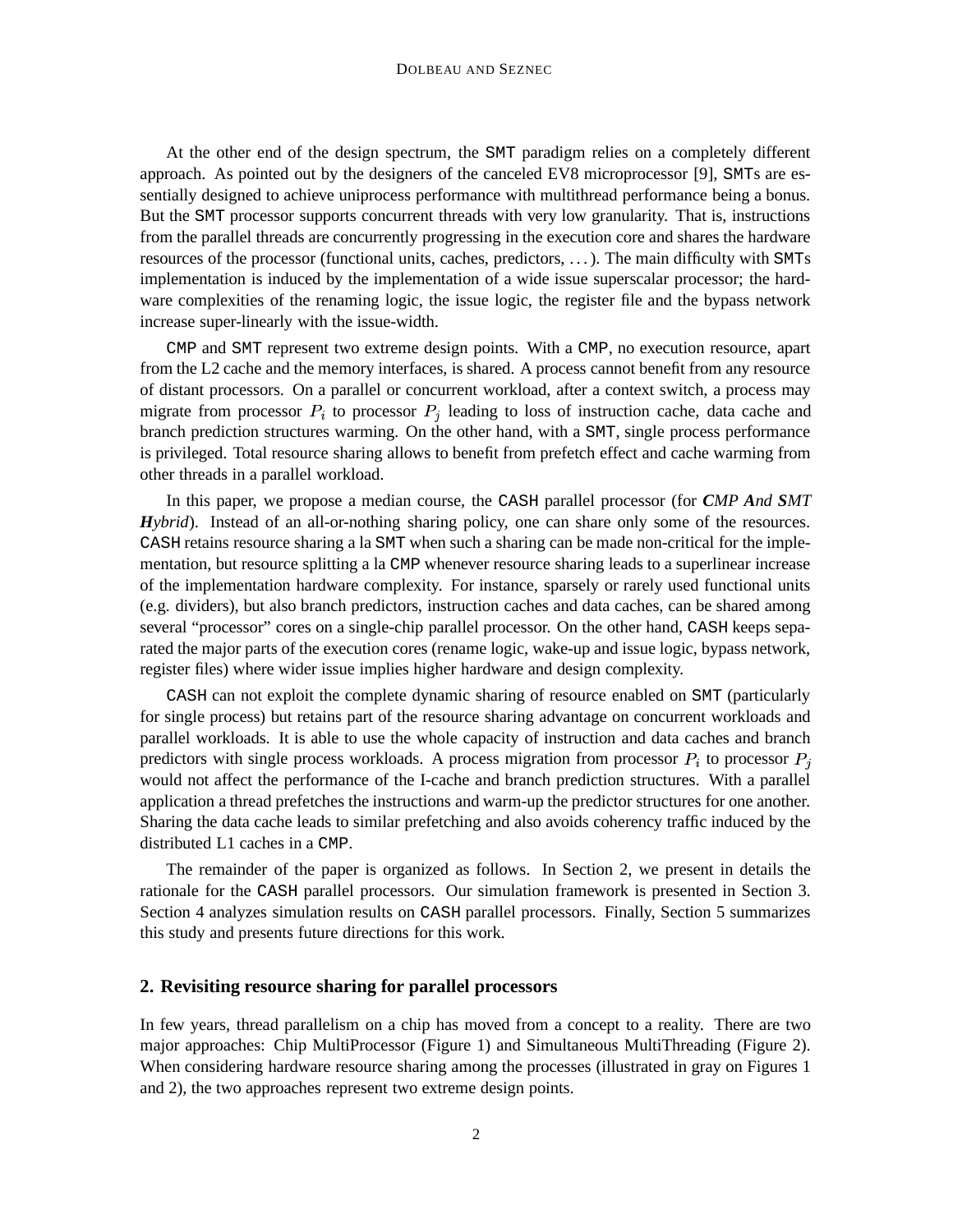At the other end of the design spectrum, the SMT paradigm relies on a completely different approach. As pointed out by the designers of the canceled EV8 microprocessor [9], SMTs are essentially designed to achieve uniprocess performance with multithread performance being a bonus. But the SMT processor supports concurrent threads with very low granularity. That is, instructions from the parallel threads are concurrently progressing in the execution core and shares the hardware resources of the processor (functional units, caches, predictors, ...). The main difficulty with SMTs implementation is induced by the implementation of a wide issue superscalar processor; the hardware complexities of the renaming logic, the issue logic, the register file and the bypass network increase super-linearly with the issue-width.

CMP and SMT represent two extreme design points. With a CMP, no execution resource, apart from the L2 cache and the memory interfaces, is shared. A process cannot benefit from any resource of distant processors. On a parallel or concurrent workload, after a context switch, a process may migrate from processor $P_i$ to processor $P_j$ leading to loss of instruction cache, data cache and branch prediction structures warming. On the other hand, with a SMT, single process performance is privileged. Total resource sharing allows to benefit from prefetch effect and cache warming from other threads in a parallel workload.

In this paper, we propose a median course, the CASH parallel processor (for ***C****MP* ***A****nd* ***S****MT* ***H****ybrid*). Instead of an all-or-nothing sharing policy, one can share only some of the resources. CASH retains resource sharing a la SMT when such a sharing can be made non-critical for the implementation, but resource splitting a la CMP whenever resource sharing leads to a superlinear increase of the implementation hardware complexity. For instance, sparsely or rarely used functional units (e.g. dividers), but also branch predictors, instruction caches and data caches, can be shared among several "processor" cores on a single-chip parallel processor. On the other hand, CASH keeps separated the major parts of the execution cores (rename logic, wake-up and issue logic, bypass network, register files) where wider issue implies higher hardware and design complexity.

CASH can not exploit the complete dynamic sharing of resource enabled on SMT (particularly for single process) but retains part of the resource sharing advantage on concurrent workloads and parallel workloads. It is able to use the whole capacity of instruction and data caches and branch predictors with single process workloads. A process migration from processor $P_i$ to processor $P_j$ would not affect the performance of the I-cache and branch prediction structures. With a parallel application a thread prefetches the instructions and warm-up the predictor structures for one another. Sharing the data cache leads to similar prefetching and also avoids coherency traffic induced by the distributed L1 caches in a CMP.

The remainder of the paper is organized as follows. In Section 2, we present in details the rationale for the CASH parallel processors. Our simulation framework is presented in Section 3. Section 4 analyzes simulation results on CASH parallel processors. Finally, Section 5 summarizes this study and presents future directions for this work.

## 2. Revisiting resource sharing for parallel processors

In few years, thread parallelism on a chip has moved from a concept to a reality. There are two major approaches: Chip MultiProcessor (Figure 1) and Simultaneous MultiThreading (Figure 2). When considering hardware resource sharing among the processes (illustrated in gray on Figures 1 and 2), the two approaches represent two extreme design points.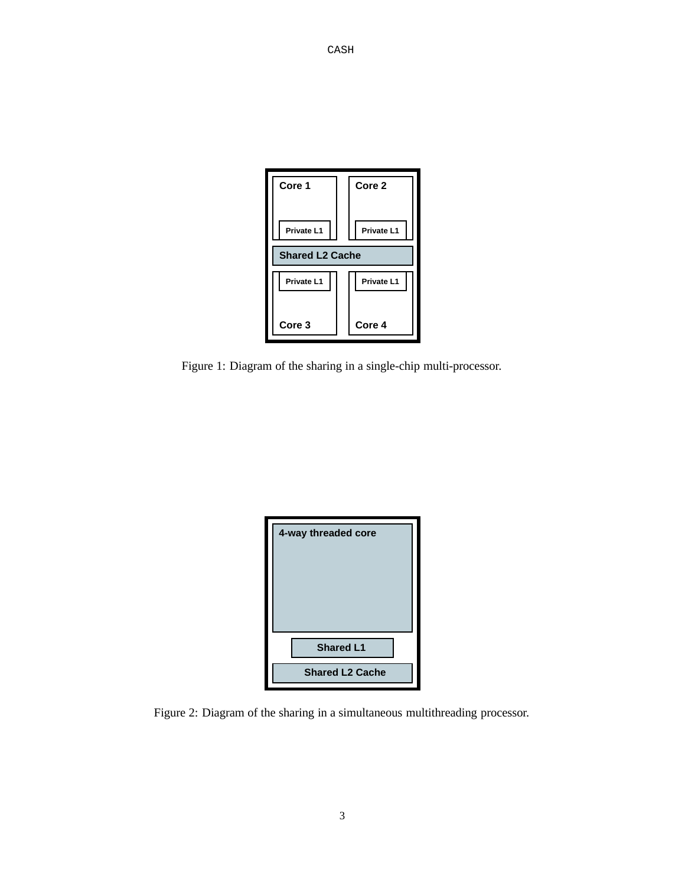Core 1

Core 2

Private L1

Private L1

Shared L2 Cache

Private L1

Private L1

Core 3

Core 4

Figure 1: Diagram of the sharing in a single-chip multi-processor.

4-way threaded core

Shared L1

Shared L2 Cache

Figure 2: Diagram of the sharing in a simultaneous multithreading processor.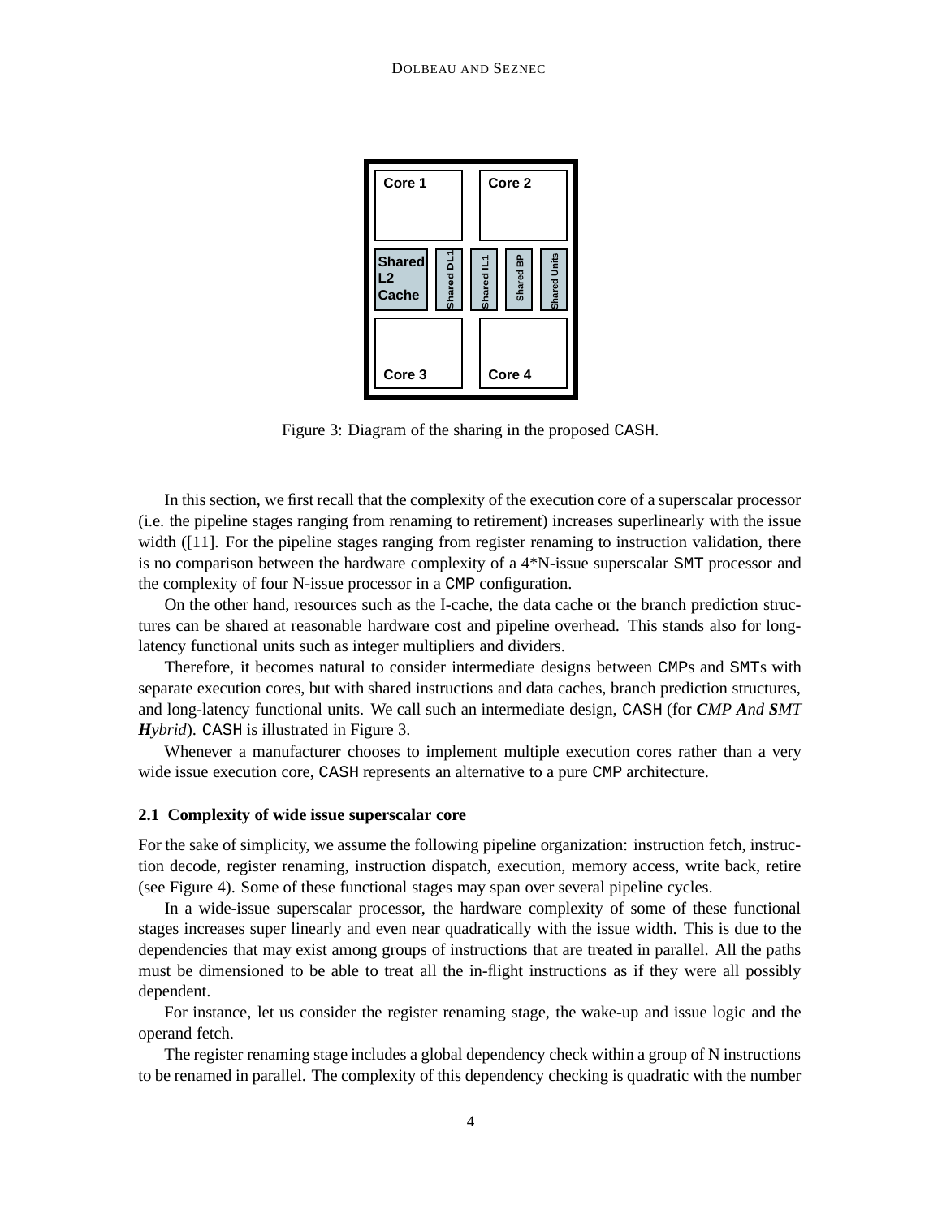Core 1

Core 2

Shared L2 Cache

Shared DL1

Shared IL1

Shared BP

Shared Units

Core 3

Core 4

Figure 3: Diagram of the sharing in the proposed CASH.

In this section, we first recall that the complexity of the execution core of a superscalar processor (i.e. the pipeline stages ranging from renaming to retirement) increases superlinearly with the issue width ([11]. For the pipeline stages ranging from register renaming to instruction validation, there is no comparison between the hardware complexity of a 4*N-issue superscalar SMT processor and the complexity of four N-issue processor in a CMP configuration.

On the other hand, resources such as the I-cache, the data cache or the branch prediction structures can be shared at reasonable hardware cost and pipeline overhead. This stands also for long-latency functional units such as integer multipliers and dividers.

Therefore, it becomes natural to consider intermediate designs between CMPs and SMTs with separate execution cores, but with shared instructions and data caches, branch prediction structures, and long-latency functional units. We call such an intermediate design, CASH (for ***C****MP* ***A****nd* ***S****MT* ***H****ybrid*). CASH is illustrated in Figure 3.

Whenever a manufacturer chooses to implement multiple execution cores rather than a very wide issue execution core, CASH represents an alternative to a pure CMP architecture.

### 2.1 Complexity of wide issue superscalar core

For the sake of simplicity, we assume the following pipeline organization: instruction fetch, instruction decode, register renaming, instruction dispatch, execution, memory access, write back, retire (see Figure 4). Some of these functional stages may span over several pipeline cycles.

In a wide-issue superscalar processor, the hardware complexity of some of these functional stages increases super linearly and even near quadratically with the issue width. This is due to the dependencies that may exist among groups of instructions that are treated in parallel. All the paths must be dimensioned to be able to treat all the in-flight instructions as if they were all possibly dependent.

For instance, let us consider the register renaming stage, the wake-up and issue logic and the operand fetch.

The register renaming stage includes a global dependency check within a group of N instructions to be renamed in parallel. The complexity of this dependency checking is quadratic with the number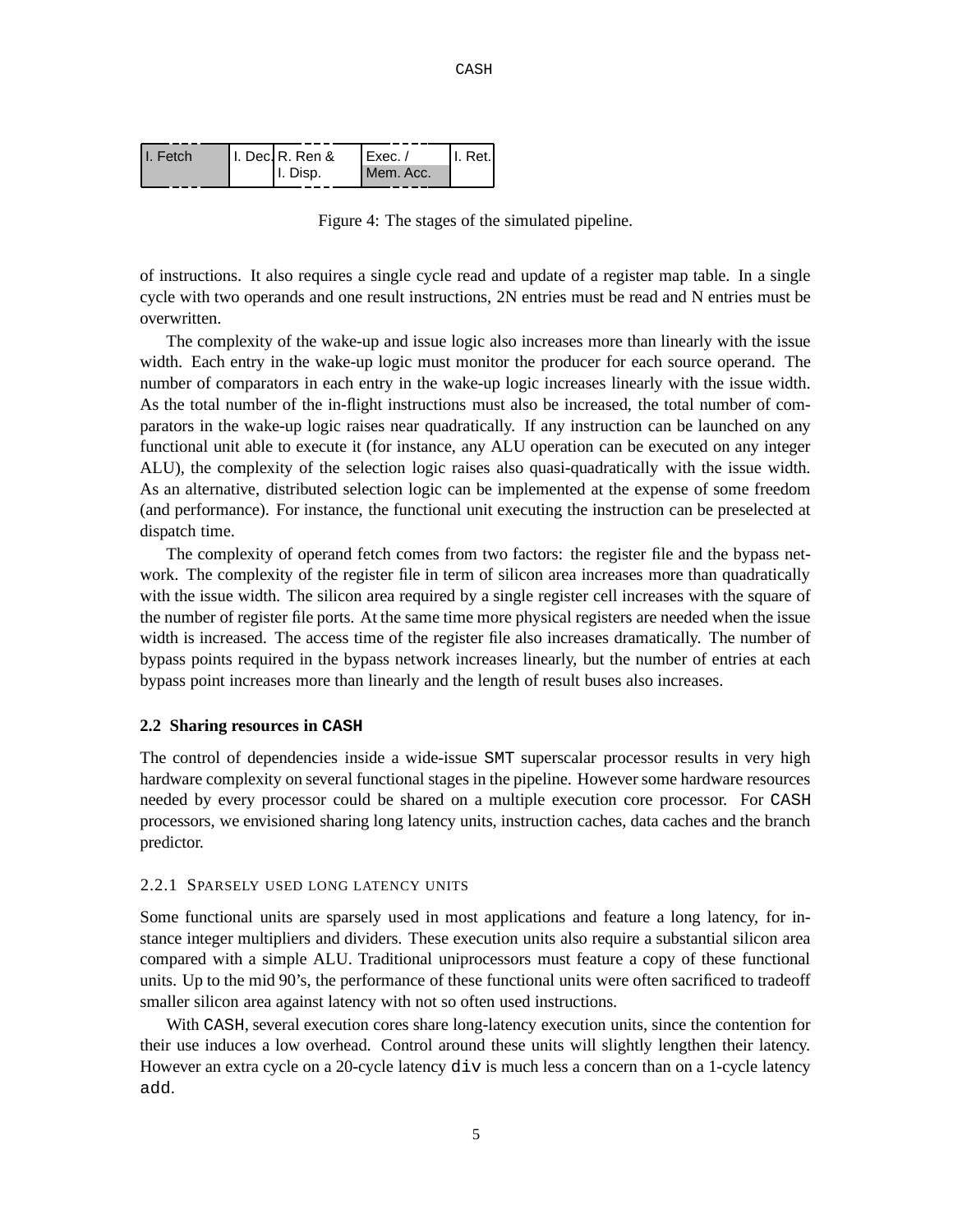I. Fetch | I. Dec. | R. Ren & I. Disp. | Exec. / Mem. Acc. | I. Ret.

Figure 4: The stages of the simulated pipeline.

of instructions. It also requires a single cycle read and update of a register map table. In a single cycle with two operands and one result instructions, 2N entries must be read and N entries must be overwritten.

The complexity of the wake-up and issue logic also increases more than linearly with the issue width. Each entry in the wake-up logic must monitor the producer for each source operand. The number of comparators in each entry in the wake-up logic increases linearly with the issue width. As the total number of the in-flight instructions must also be increased, the total number of comparators in the wake-up logic raises near quadratically. If any instruction can be launched on any functional unit able to execute it (for instance, any ALU operation can be executed on any integer ALU), the complexity of the selection logic raises also quasi-quadratically with the issue width. As an alternative, distributed selection logic can be implemented at the expense of some freedom (and performance). For instance, the functional unit executing the instruction can be preselected at dispatch time.

The complexity of operand fetch comes from two factors: the register file and the bypass network. The complexity of the register file in term of silicon area increases more than quadratically with the issue width. The silicon area required by a single register cell increases with the square of the number of register file ports. At the same time more physical registers are needed when the issue width is increased. The access time of the register file also increases dramatically. The number of bypass points required in the bypass network increases linearly, but the number of entries at each bypass point increases more than linearly and the length of result buses also increases.

### 2.2 Sharing resources in CASH

The control of dependencies inside a wide-issue SMT superscalar processor results in very high hardware complexity on several functional stages in the pipeline. However some hardware resources needed by every processor could be shared on a multiple execution core processor. For CASH processors, we envisioned sharing long latency units, instruction caches, data caches and the branch predictor.

#### 2.2.1 Sparsely used long latency units

Some functional units are sparsely used in most applications and feature a long latency, for instance integer multipliers and dividers. These execution units also require a substantial silicon area compared with a simple ALU. Traditional uniprocessors must feature a copy of these functional units. Up to the mid 90's, the performance of these functional units were often sacrificed to tradeoff smaller silicon area against latency with not so often used instructions.

With CASH, several execution cores share long-latency execution units, since the contention for their use induces a low overhead. Control around these units will slightly lengthen their latency. However an extra cycle on a 20-cycle latency `div` is much less a concern than on a 1-cycle latency `add`.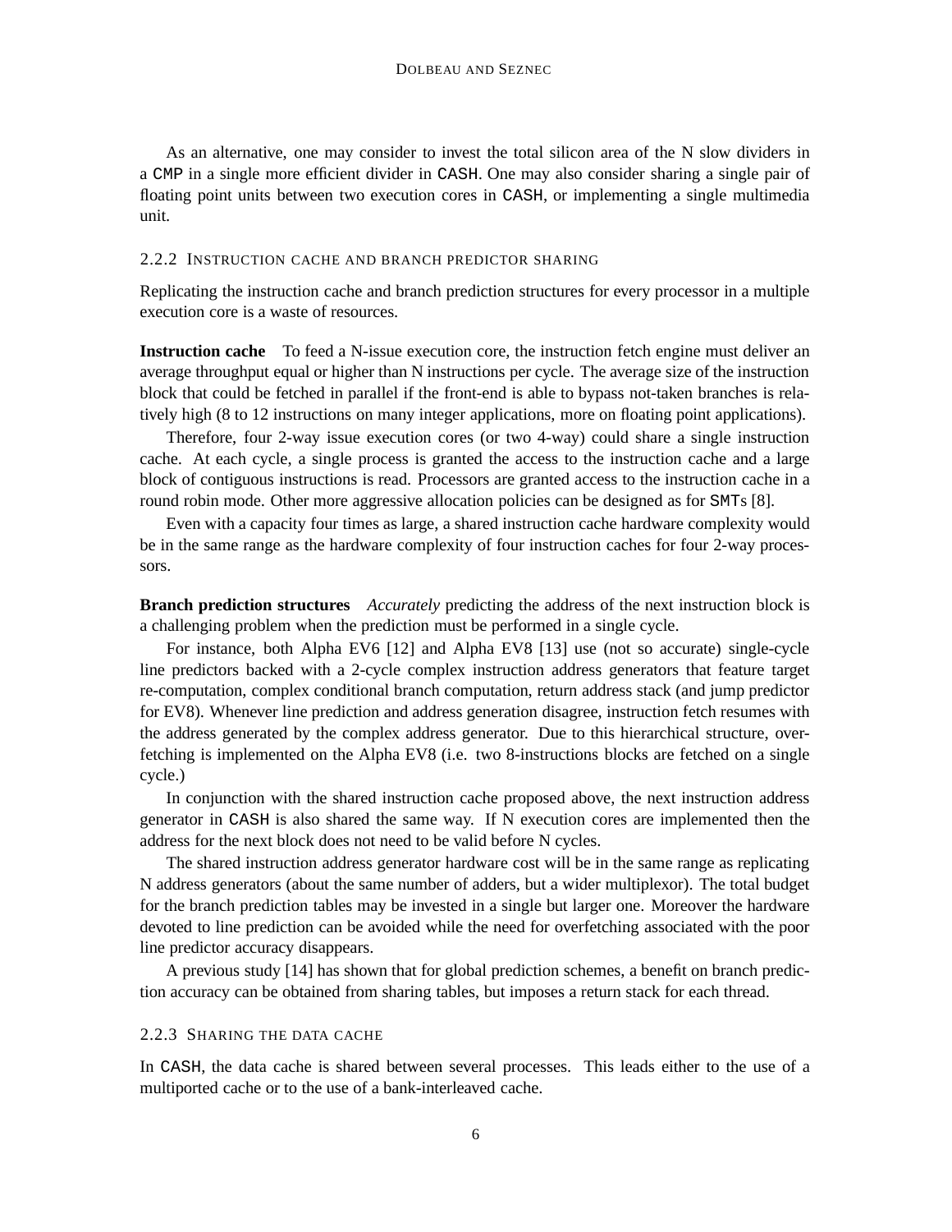As an alternative, one may consider to invest the total silicon area of the N slow dividers in a CMP in a single more efficient divider in CASH. One may also consider sharing a single pair of floating point units between two execution cores in CASH, or implementing a single multimedia unit.

### 2.2.2 Instruction cache and branch predictor sharing

Replicating the instruction cache and branch prediction structures for every processor in a multiple execution core is a waste of resources.

**Instruction cache** To feed a N-issue execution core, the instruction fetch engine must deliver an average throughput equal or higher than N instructions per cycle. The average size of the instruction block that could be fetched in parallel if the front-end is able to bypass not-taken branches is relatively high (8 to 12 instructions on many integer applications, more on floating point applications).

Therefore, four 2-way issue execution cores (or two 4-way) could share a single instruction cache. At each cycle, a single process is granted the access to the instruction cache and a large block of contiguous instructions is read. Processors are granted access to the instruction cache in a round robin mode. Other more aggressive allocation policies can be designed as for SMTs [8].

Even with a capacity four times as large, a shared instruction cache hardware complexity would be in the same range as the hardware complexity of four instruction caches for four 2-way processors.

**Branch prediction structures** *Accurately* predicting the address of the next instruction block is a challenging problem when the prediction must be performed in a single cycle.

For instance, both Alpha EV6 [12] and Alpha EV8 [13] use (not so accurate) single-cycle line predictors backed with a 2-cycle complex instruction address generators that feature target re-computation, complex conditional branch computation, return address stack (and jump predictor for EV8). Whenever line prediction and address generation disagree, instruction fetch resumes with the address generated by the complex address generator. Due to this hierarchical structure, overfetching is implemented on the Alpha EV8 (i.e. two 8-instructions blocks are fetched on a single cycle.)

In conjunction with the shared instruction cache proposed above, the next instruction address generator in CASH is also shared the same way. If N execution cores are implemented then the address for the next block does not need to be valid before N cycles.

The shared instruction address generator hardware cost will be in the same range as replicating N address generators (about the same number of adders, but a wider multiplexor). The total budget for the branch prediction tables may be invested in a single but larger one. Moreover the hardware devoted to line prediction can be avoided while the need for overfetching associated with the poor line predictor accuracy disappears.

A previous study [14] has shown that for global prediction schemes, a benefit on branch prediction accuracy can be obtained from sharing tables, but imposes a return stack for each thread.

### 2.2.3 Sharing the data cache

In CASH, the data cache is shared between several processes. This leads either to the use of a multiported cache or to the use of a bank-interleaved cache.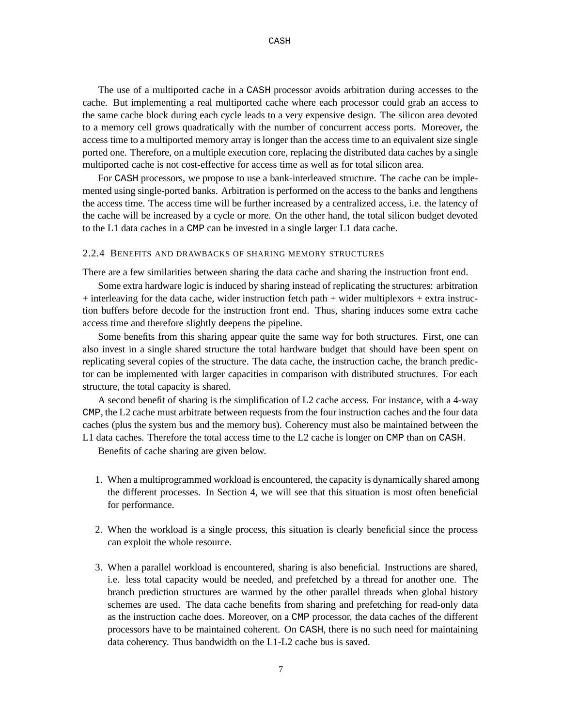The use of a multiported cache in a CASH processor avoids arbitration during accesses to the cache. But implementing a real multiported cache where each processor could grab an access to the same cache block during each cycle leads to a very expensive design. The silicon area devoted to a memory cell grows quadratically with the number of concurrent access ports. Moreover, the access time to a multiported memory array is longer than the access time to an equivalent size single ported one. Therefore, on a multiple execution core, replacing the distributed data caches by a single multiported cache is not cost-effective for access time as well as for total silicon area.

For CASH processors, we propose to use a bank-interleaved structure. The cache can be implemented using single-ported banks. Arbitration is performed on the access to the banks and lengthens the access time. The access time will be further increased by a centralized access, i.e. the latency of the cache will be increased by a cycle or more. On the other hand, the total silicon budget devoted to the L1 data caches in a CMP can be invested in a single larger L1 data cache.

### 2.2.4 Benefits and drawbacks of sharing memory structures

There are a few similarities between sharing the data cache and sharing the instruction front end.

Some extra hardware logic is induced by sharing instead of replicating the structures: arbitration + interleaving for the data cache, wider instruction fetch path + wider multiplexors + extra instruction buffers before decode for the instruction front end. Thus, sharing induces some extra cache access time and therefore slightly deepens the pipeline.

Some benefits from this sharing appear quite the same way for both structures. First, one can also invest in a single shared structure the total hardware budget that should have been spent on replicating several copies of the structure. The data cache, the instruction cache, the branch predictor can be implemented with larger capacities in comparison with distributed structures. For each structure, the total capacity is shared.

A second benefit of sharing is the simplification of L2 cache access. For instance, with a 4-way CMP, the L2 cache must arbitrate between requests from the four instruction caches and the four data caches (plus the system bus and the memory bus). Coherency must also be maintained between the L1 data caches. Therefore the total access time to the L2 cache is longer on CMP than on CASH.

Benefits of cache sharing are given below.

1. When a multiprogrammed workload is encountered, the capacity is dynamically shared among the different processes. In Section 4, we will see that this situation is most often beneficial for performance.

2. When the workload is a single process, this situation is clearly beneficial since the process can exploit the whole resource.

3. When a parallel workload is encountered, sharing is also beneficial. Instructions are shared, i.e. less total capacity would be needed, and prefetched by a thread for another one. The branch prediction structures are warmed by the other parallel threads when global history schemes are used. The data cache benefits from sharing and prefetching for read-only data as the instruction cache does. Moreover, on a CMP processor, the data caches of the different processors have to be maintained coherent. On CASH, there is no such need for maintaining data coherency. Thus bandwidth on the L1-L2 cache bus is saved.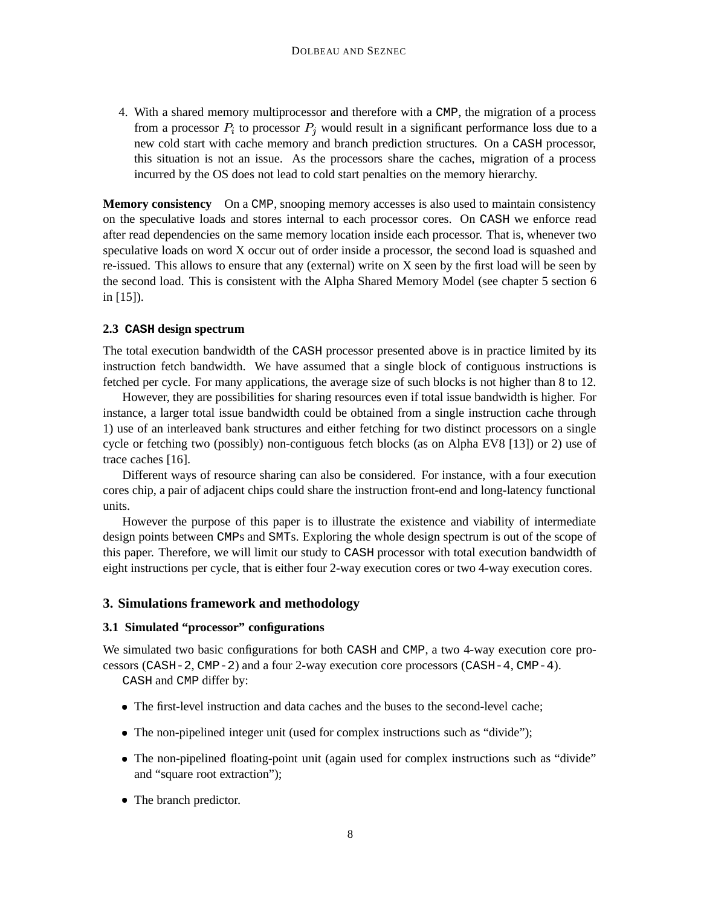4. With a shared memory multiprocessor and therefore with a `CMP`, the migration of a process from a processor $P_i$ to processor $P_j$ would result in a significant performance loss due to a new cold start with cache memory and branch prediction structures. On a `CASH` processor, this situation is not an issue. As the processors share the caches, migration of a process incurred by the OS does not lead to cold start penalties on the memory hierarchy.

**Memory consistency** On a `CMP`, snooping memory accesses is also used to maintain consistency on the speculative loads and stores internal to each processor cores. On `CASH` we enforce read after read dependencies on the same memory location inside each processor. That is, whenever two speculative loads on word X occur out of order inside a processor, the second load is squashed and re-issued. This allows to ensure that any (external) write on X seen by the first load will be seen by the second load. This is consistent with the Alpha Shared Memory Model (see chapter 5 section 6 in [15]).

### 2.3 `CASH` design spectrum

The total execution bandwidth of the `CASH` processor presented above is in practice limited by its instruction fetch bandwidth. We have assumed that a single block of contiguous instructions is fetched per cycle. For many applications, the average size of such blocks is not higher than 8 to 12.

However, they are possibilities for sharing resources even if total issue bandwidth is higher. For instance, a larger total issue bandwidth could be obtained from a single instruction cache through 1) use of an interleaved bank structures and either fetching for two distinct processors on a single cycle or fetching two (possibly) non-contiguous fetch blocks (as on Alpha EV8 [13]) or 2) use of trace caches [16].

Different ways of resource sharing can also be considered. For instance, with a four execution cores chip, a pair of adjacent chips could share the instruction front-end and long-latency functional units.

However the purpose of this paper is to illustrate the existence and viability of intermediate design points between `CMP`s and `SMT`s. Exploring the whole design spectrum is out of the scope of this paper. Therefore, we will limit our study to `CASH` processor with total execution bandwidth of eight instructions per cycle, that is either four 2-way execution cores or two 4-way execution cores.

## 3. Simulations framework and methodology

### 3.1 Simulated "processor" configurations

We simulated two basic configurations for both `CASH` and `CMP`, a two 4-way execution core processors (`CASH-2`, `CMP-2`) and a four 2-way execution core processors (`CASH-4`, `CMP-4`).

`CASH` and `CMP` differ by:

- The first-level instruction and data caches and the buses to the second-level cache;
- The non-pipelined integer unit (used for complex instructions such as "divide");
- The non-pipelined floating-point unit (again used for complex instructions such as "divide" and "square root extraction");
- The branch predictor.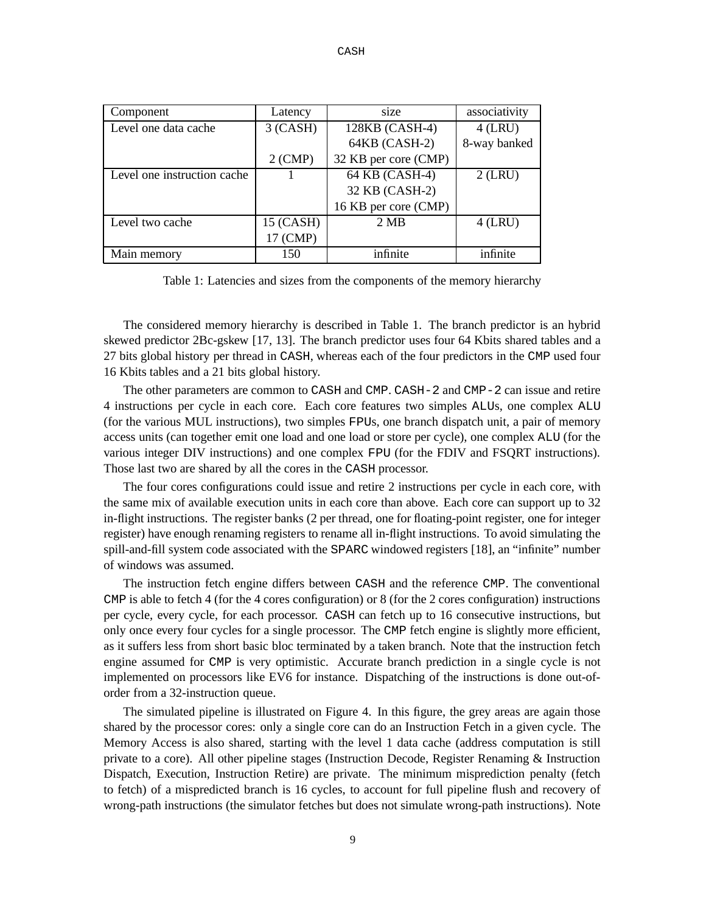| Component | Latency | size | associativity |
|---|---|---|---|
| Level one data cache | 3 (CASH) | 128KB (CASH-4) | 4 (LRU) |
| | | 64KB (CASH-2) | 8-way banked |
| | 2 (CMP) | 32 KB per core (CMP) | |
| Level one instruction cache | 1 | 64 KB (CASH-4) | 2 (LRU) |
| | | 32 KB (CASH-2) | |
| | | 16 KB per core (CMP) | |
| Level two cache | 15 (CASH) | 2 MB | 4 (LRU) |
| | 17 (CMP) | | |
| Main memory | 150 | infinite | infinite |

Table 1: Latencies and sizes from the components of the memory hierarchy

The considered memory hierarchy is described in Table 1. The branch predictor is an hybrid skewed predictor 2Bc-gskew [17, 13]. The branch predictor uses four 64 Kbits shared tables and a 27 bits global history per thread in CASH, whereas each of the four predictors in the CMP used four 16 Kbits tables and a 21 bits global history.

The other parameters are common to CASH and CMP. CASH-2 and CMP-2 can issue and retire 4 instructions per cycle in each core. Each core features two simples ALUs, one complex ALU (for the various MUL instructions), two simples FPUs, one branch dispatch unit, a pair of memory access units (can together emit one load and one load or store per cycle), one complex ALU (for the various integer DIV instructions) and one complex FPU (for the FDIV and FSQRT instructions). Those last two are shared by all the cores in the CASH processor.

The four cores configurations could issue and retire 2 instructions per cycle in each core, with the same mix of available execution units in each core than above. Each core can support up to 32 in-flight instructions. The register banks (2 per thread, one for floating-point register, one for integer register) have enough renaming registers to rename all in-flight instructions. To avoid simulating the spill-and-fill system code associated with the SPARC windowed registers [18], an "infinite" number of windows was assumed.

The instruction fetch engine differs between CASH and the reference CMP. The conventional CMP is able to fetch 4 (for the 4 cores configuration) or 8 (for the 2 cores configuration) instructions per cycle, every cycle, for each processor. CASH can fetch up to 16 consecutive instructions, but only once every four cycles for a single processor. The CMP fetch engine is slightly more efficient, as it suffers less from short basic bloc terminated by a taken branch. Note that the instruction fetch engine assumed for CMP is very optimistic. Accurate branch prediction in a single cycle is not implemented on processors like EV6 for instance. Dispatching of the instructions is done out-of-order from a 32-instruction queue.

The simulated pipeline is illustrated on Figure 4. In this figure, the grey areas are again those shared by the processor cores: only a single core can do an Instruction Fetch in a given cycle. The Memory Access is also shared, starting with the level 1 data cache (address computation is still private to a core). All other pipeline stages (Instruction Decode, Register Renaming & Instruction Dispatch, Execution, Instruction Retire) are private. The minimum misprediction penalty (fetch to fetch) of a mispredicted branch is 16 cycles, to account for full pipeline flush and recovery of wrong-path instructions (the simulator fetches but does not simulate wrong-path instructions). Note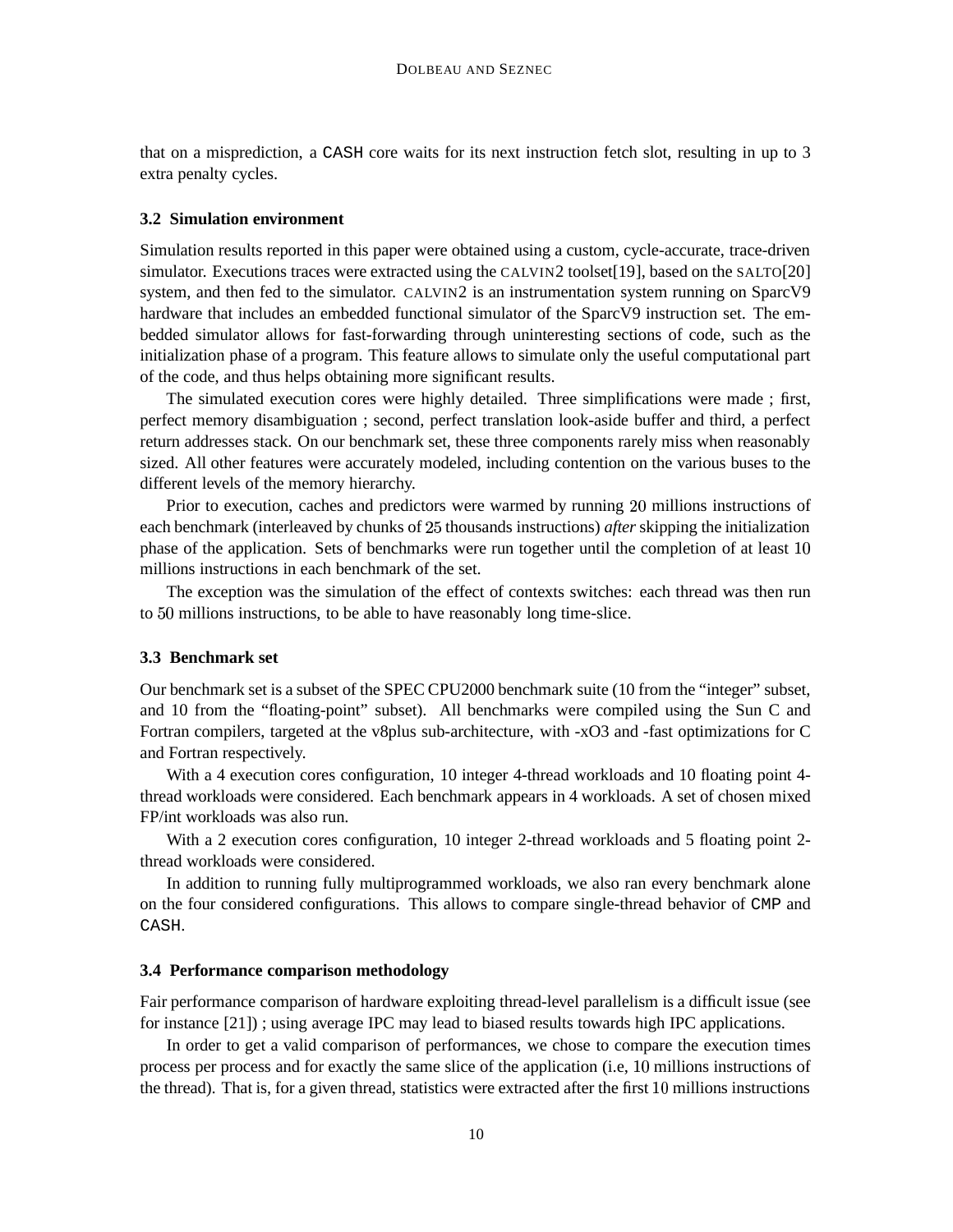that on a misprediction, a CASH core waits for its next instruction fetch slot, resulting in up to 3 extra penalty cycles.

### 3.2 Simulation environment

Simulation results reported in this paper were obtained using a custom, cycle-accurate, trace-driven simulator. Executions traces were extracted using the CALVIN2 toolset[19], based on the SALTO[20] system, and then fed to the simulator. CALVIN2 is an instrumentation system running on SparcV9 hardware that includes an embedded functional simulator of the SparcV9 instruction set. The embedded simulator allows for fast-forwarding through uninteresting sections of code, such as the initialization phase of a program. This feature allows to simulate only the useful computational part of the code, and thus helps obtaining more significant results.

The simulated execution cores were highly detailed. Three simplifications were made ; first, perfect memory disambiguation ; second, perfect translation look-aside buffer and third, a perfect return addresses stack. On our benchmark set, these three components rarely miss when reasonably sized. All other features were accurately modeled, including contention on the various buses to the different levels of the memory hierarchy.

Prior to execution, caches and predictors were warmed by running 20 millions instructions of each benchmark (interleaved by chunks of 25 thousands instructions) *after* skipping the initialization phase of the application. Sets of benchmarks were run together until the completion of at least 10 millions instructions in each benchmark of the set.

The exception was the simulation of the effect of contexts switches: each thread was then run to 50 millions instructions, to be able to have reasonably long time-slice.

### 3.3 Benchmark set

Our benchmark set is a subset of the SPEC CPU2000 benchmark suite (10 from the "integer" subset, and 10 from the "floating-point" subset). All benchmarks were compiled using the Sun C and Fortran compilers, targeted at the v8plus sub-architecture, with -xO3 and -fast optimizations for C and Fortran respectively.

With a 4 execution cores configuration, 10 integer 4-thread workloads and 10 floating point 4-thread workloads were considered. Each benchmark appears in 4 workloads. A set of chosen mixed FP/int workloads was also run.

With a 2 execution cores configuration, 10 integer 2-thread workloads and 5 floating point 2-thread workloads were considered.

In addition to running fully multiprogrammed workloads, we also ran every benchmark alone on the four considered configurations. This allows to compare single-thread behavior of CMP and CASH.

### 3.4 Performance comparison methodology

Fair performance comparison of hardware exploiting thread-level parallelism is a difficult issue (see for instance [21]) ; using average IPC may lead to biased results towards high IPC applications.

In order to get a valid comparison of performances, we chose to compare the execution times process per process and for exactly the same slice of the application (i.e, 10 millions instructions of the thread). That is, for a given thread, statistics were extracted after the first 10 millions instructions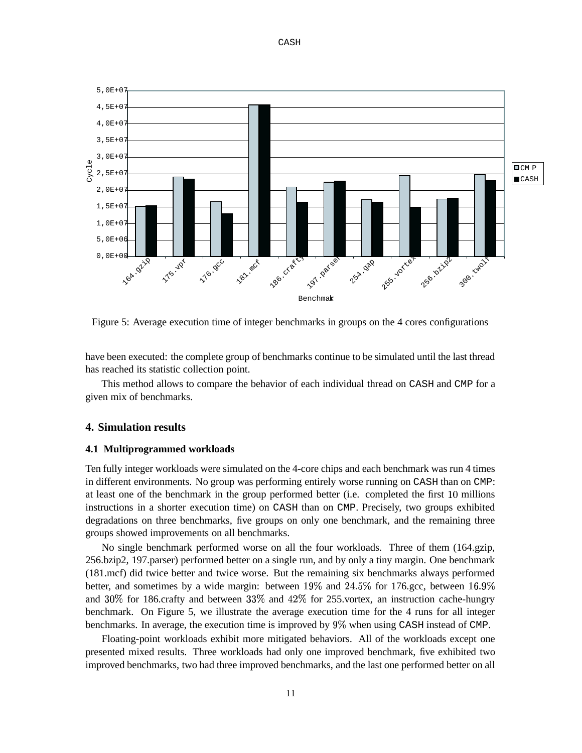5,0E+07
4,5E+07
4,0E+07
3,5E+07
3,0E+07
2,5E+07
2,0E+07
1,5E+07
1,0E+07
5,0E+06
0,0E+00

Cycle

164.gzip
175.vpr
176.gcc
181.mcf
186.crafty
197.parser
254.gap
255.vortex
256.bzip2
300.twolf

Benchmark

CM P
CASH

Figure 5: Average execution time of integer benchmarks in groups on the 4 cores configurations

have been executed: the complete group of benchmarks continue to be simulated until the last thread has reached its statistic collection point.

This method allows to compare the behavior of each individual thread on CASH and CMP for a given mix of benchmarks.

## 4. Simulation results

### 4.1 Multiprogrammed workloads

Ten fully integer workloads were simulated on the 4-core chips and each benchmark was run 4 times in different environments. No group was performing entirely worse running on CASH than on CMP: at least one of the benchmark in the group performed better (i.e. completed the first 10 millions instructions in a shorter execution time) on CASH than on CMP. Precisely, two groups exhibited degradations on three benchmarks, five groups on only one benchmark, and the remaining three groups showed improvements on all benchmarks.

No single benchmark performed worse on all the four workloads. Three of them (164.gzip, 256.bzip2, 197.parser) performed better on a single run, and by only a tiny margin. One benchmark (181.mcf) did twice better and twice worse. But the remaining six benchmarks always performed better, and sometimes by a wide margin: between $19\%$ and $24.5\%$ for 176.gcc, between $16.9\%$ and $30\%$ for 186.crafty and between $33\%$ and $42\%$ for 255.vortex, an instruction cache-hungry benchmark. On Figure 5, we illustrate the average execution time for the 4 runs for all integer benchmarks. In average, the execution time is improved by $9\%$ when using CASH instead of CMP.

Floating-point workloads exhibit more mitigated behaviors. All of the workloads except one presented mixed results. Three workloads had only one improved benchmark, five exhibited two improved benchmarks, two had three improved benchmarks, and the last one performed better on all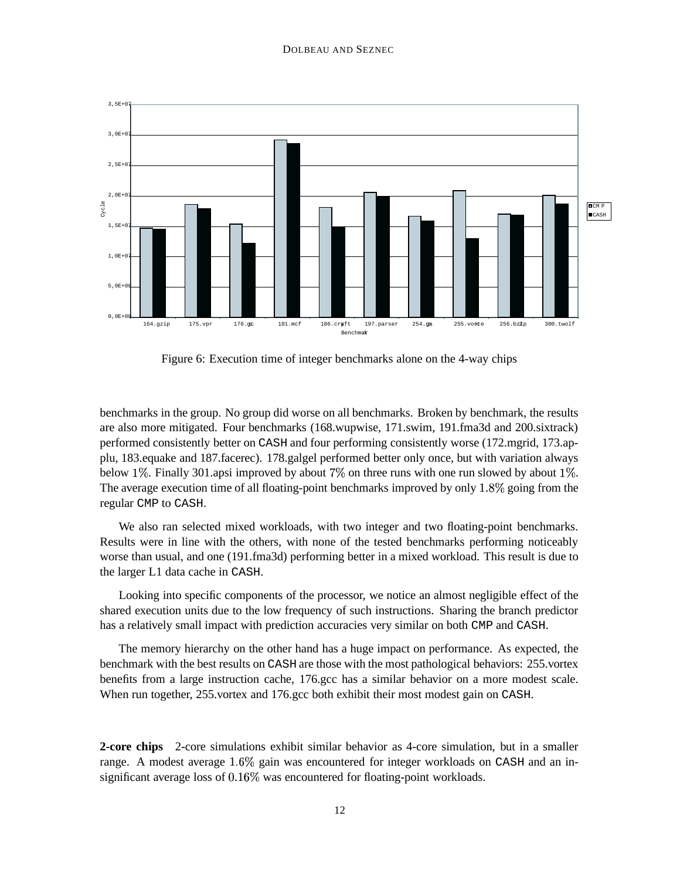3,5E+07

3,0E+07

2,5E+07

2,0E+07

1,5E+07

1,0E+07

5,0E+06

0,0E+00

Cycle

164.gzip 175.vpr 176.gcc 181.mcf 186.crafty 197.parser 254.gap 255.vortex 256.bzip2 300.twolf

Benchmark

CMP
CASH

Figure 6: Execution time of integer benchmarks alone on the 4-way chips

benchmarks in the group. No group did worse on all benchmarks. Broken by benchmark, the results are also more mitigated. Four benchmarks (168.wupwise, 171.swim, 191.fma3d and 200.sixtrack) performed consistently better on CASH and four performing consistently worse (172.mgrid, 173.applu, 183.equake and 187.facerec). 178.galgel performed better only once, but with variation always below $1\%$. Finally 301.apsi improved by about $7\%$ on three runs with one run slowed by about $1\%$. The average execution time of all floating-point benchmarks improved by only $1.8\%$ going from the regular CMP to CASH.

We also ran selected mixed workloads, with two integer and two floating-point benchmarks. Results were in line with the others, with none of the tested benchmarks performing noticeably worse than usual, and one (191.fma3d) performing better in a mixed workload. This result is due to the larger L1 data cache in CASH.

Looking into specific components of the processor, we notice an almost negligible effect of the shared execution units due to the low frequency of such instructions. Sharing the branch predictor has a relatively small impact with prediction accuracies very similar on both CMP and CASH.

The memory hierarchy on the other hand has a huge impact on performance. As expected, the benchmark with the best results on CASH are those with the most pathological behaviors: 255.vortex benefits from a large instruction cache, 176.gcc has a similar behavior on a more modest scale. When run together, 255.vortex and 176.gcc both exhibit their most modest gain on CASH.

**2-core chips** 2-core simulations exhibit similar behavior as 4-core simulation, but in a smaller range. A modest average $1.6\%$ gain was encountered for integer workloads on CASH and an insignificant average loss of $0.16\%$ was encountered for floating-point workloads.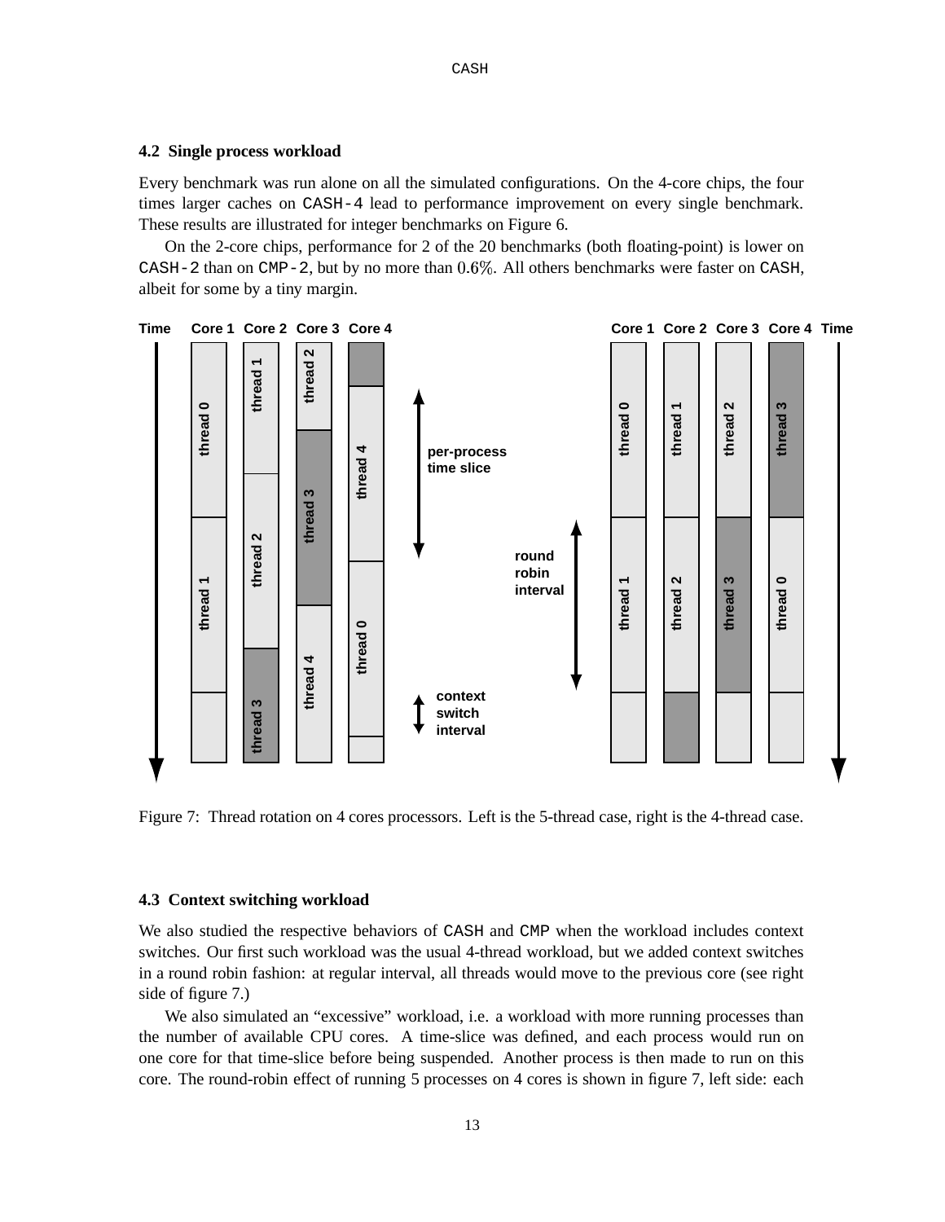### 4.2 Single process workload

Every benchmark was run alone on all the simulated configurations. On the 4-core chips, the four times larger caches on CASH-4 lead to performance improvement on every single benchmark. These results are illustrated for integer benchmarks on Figure 6.

On the 2-core chips, performance for 2 of the 20 benchmarks (both floating-point) is lower on CASH-2 than on CMP-2, but by no more than $0.6\%$. All others benchmarks were faster on CASH, albeit for some by a tiny margin.

Time Core 1 Core 2 Core 3 Core 4

thread 0
thread 1
thread 1
thread 2
thread 3
thread 2
thread 3
thread 4
thread 4
thread 0

per-process time slice

round robin interval

context switch interval

Core 1 Core 2 Core 3 Core 4 Time

thread 0
thread 1
thread 1
thread 2
thread 2
thread 3
thread 3
thread 0

Figure 7: Thread rotation on 4 cores processors. Left is the 5-thread case, right is the 4-thread case.

### 4.3 Context switching workload

We also studied the respective behaviors of CASH and CMP when the workload includes context switches. Our first such workload was the usual 4-thread workload, but we added context switches in a round robin fashion: at regular interval, all threads would move to the previous core (see right side of figure 7.)

We also simulated an "excessive" workload, i.e. a workload with more running processes than the number of available CPU cores. A time-slice was defined, and each process would run on one core for that time-slice before being suspended. Another process is then made to run on this core. The round-robin effect of running 5 processes on 4 cores is shown in figure 7, left side: each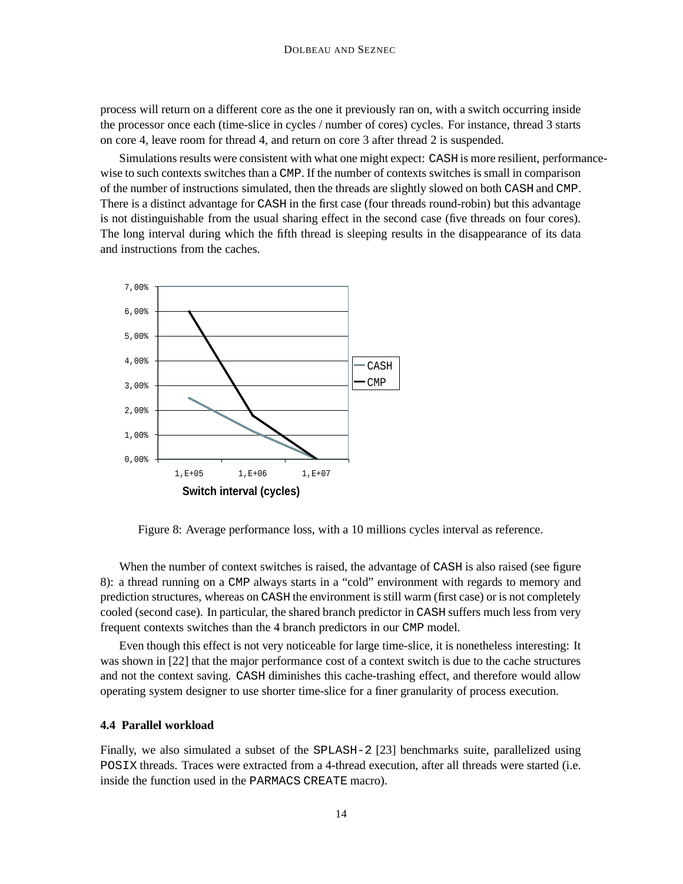process will return on a different core as the one it previously ran on, with a switch occurring inside the processor once each (time-slice in cycles / number of cores) cycles. For instance, thread 3 starts on core 4, leave room for thread 4, and return on core 3 after thread 2 is suspended.

Simulations results were consistent with what one might expect: CASH is more resilient, performance-wise to such contexts switches than a CMP. If the number of contexts switches is small in comparison of the number of instructions simulated, then the threads are slightly slowed on both CASH and CMP. There is a distinct advantage for CASH in the first case (four threads round-robin) but this advantage is not distinguishable from the usual sharing effect in the second case (five threads on four cores). The long interval during which the fifth thread is sleeping results in the disappearance of its data and instructions from the caches.

7,00%
6,00%
5,00%
4,00%
3,00%
2,00%
1,00%
0,00%
1,E+05
1,E+06
1,E+07
Switch interval (cycles)
CASH
CMP

Figure 8: Average performance loss, with a 10 millions cycles interval as reference.

When the number of context switches is raised, the advantage of CASH is also raised (see figure 8): a thread running on a CMP always starts in a "cold" environment with regards to memory and prediction structures, whereas on CASH the environment is still warm (first case) or is not completely cooled (second case). In particular, the shared branch predictor in CASH suffers much less from very frequent contexts switches than the 4 branch predictors in our CMP model.

Even though this effect is not very noticeable for large time-slice, it is nonetheless interesting: It was shown in [22] that the major performance cost of a context switch is due to the cache structures and not the context saving. CASH diminishes this cache-trashing effect, and therefore would allow operating system designer to use shorter time-slice for a finer granularity of process execution.

### 4.4 Parallel workload

Finally, we also simulated a subset of the SPLASH-2 [23] benchmarks suite, parallelized using POSIX threads. Traces were extracted from a 4-thread execution, after all threads were started (i.e. inside the function used in the PARMACS CREATE macro).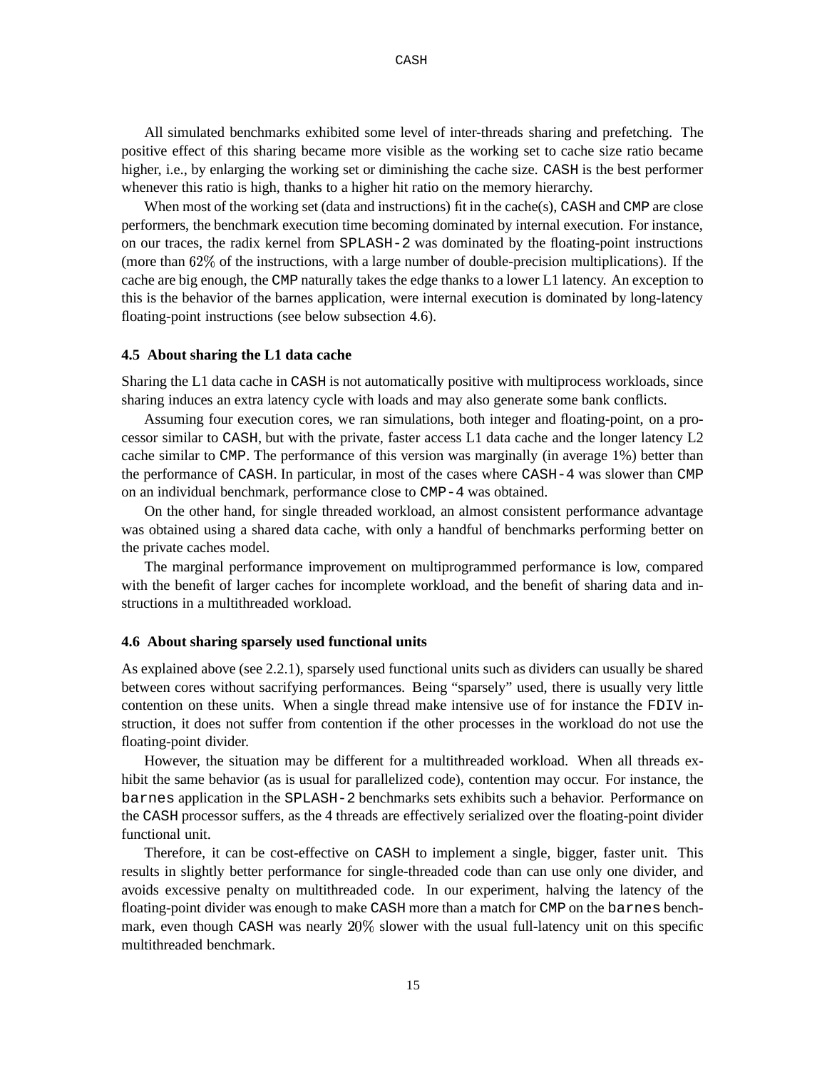All simulated benchmarks exhibited some level of inter-threads sharing and prefetching. The positive effect of this sharing became more visible as the working set to cache size ratio became higher, i.e., by enlarging the working set or diminishing the cache size. CASH is the best performer whenever this ratio is high, thanks to a higher hit ratio on the memory hierarchy.

When most of the working set (data and instructions) fit in the cache(s), CASH and CMP are close performers, the benchmark execution time becoming dominated by internal execution. For instance, on our traces, the radix kernel from SPLASH-2 was dominated by the floating-point instructions (more than $62\%$ of the instructions, with a large number of double-precision multiplications). If the cache are big enough, the CMP naturally takes the edge thanks to a lower L1 latency. An exception to this is the behavior of the barnes application, were internal execution is dominated by long-latency floating-point instructions (see below subsection 4.6).

### 4.5 About sharing the L1 data cache

Sharing the L1 data cache in CASH is not automatically positive with multiprocess workloads, since sharing induces an extra latency cycle with loads and may also generate some bank conflicts.

Assuming four execution cores, we ran simulations, both integer and floating-point, on a processor similar to CASH, but with the private, faster access L1 data cache and the longer latency L2 cache similar to CMP. The performance of this version was marginally (in average 1%) better than the performance of CASH. In particular, in most of the cases where CASH-4 was slower than CMP on an individual benchmark, performance close to CMP-4 was obtained.

On the other hand, for single threaded workload, an almost consistent performance advantage was obtained using a shared data cache, with only a handful of benchmarks performing better on the private caches model.

The marginal performance improvement on multiprogrammed performance is low, compared with the benefit of larger caches for incomplete workload, and the benefit of sharing data and instructions in a multithreaded workload.

### 4.6 About sharing sparsely used functional units

As explained above (see 2.2.1), sparsely used functional units such as dividers can usually be shared between cores without sacrificing performances. Being "sparsely" used, there is usually very little contention on these units. When a single thread make intensive use of for instance the FDIV instruction, it does not suffer from contention if the other processes in the workload do not use the floating-point divider.

However, the situation may be different for a multithreaded workload. When all threads exhibit the same behavior (as is usual for parallelized code), contention may occur. For instance, the barnes application in the SPLASH-2 benchmarks sets exhibits such a behavior. Performance on the CASH processor suffers, as the 4 threads are effectively serialized over the floating-point divider functional unit.

Therefore, it can be cost-effective on CASH to implement a single, bigger, faster unit. This results in slightly better performance for single-threaded code than can use only one divider, and avoids excessive penalty on multithreaded code. In our experiment, halving the latency of the floating-point divider was enough to make CASH more than a match for CMP on the barnes benchmark, even though CASH was nearly $20\%$ slower with the usual full-latency unit on this specific multithreaded benchmark.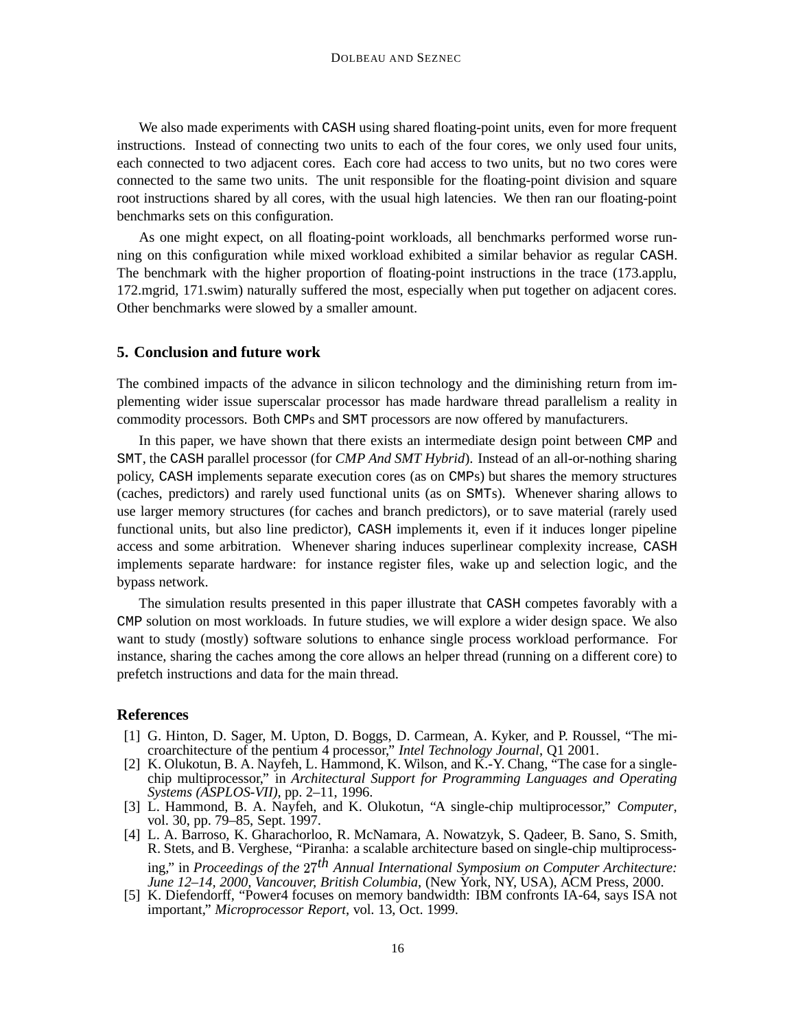We also made experiments with CASH using shared floating-point units, even for more frequent instructions. Instead of connecting two units to each of the four cores, we only used four units, each connected to two adjacent cores. Each core had access to two units, but no two cores were connected to the same two units. The unit responsible for the floating-point division and square root instructions shared by all cores, with the usual high latencies. We then ran our floating-point benchmarks sets on this configuration.

As one might expect, on all floating-point workloads, all benchmarks performed worse running on this configuration while mixed workload exhibited a similar behavior as regular CASH. The benchmark with the higher proportion of floating-point instructions in the trace (173.applu, 172.mgrid, 171.swim) naturally suffered the most, especially when put together on adjacent cores. Other benchmarks were slowed by a smaller amount.

## 5. Conclusion and future work

The combined impacts of the advance in silicon technology and the diminishing return from implementing wider issue superscalar processor has made hardware thread parallelism a reality in commodity processors. Both CMPs and SMT processors are now offered by manufacturers.

In this paper, we have shown that there exists an intermediate design point between CMP and SMT, the CASH parallel processor (for *CMP And SMT Hybrid*). Instead of an all-or-nothing sharing policy, CASH implements separate execution cores (as on CMPs) but shares the memory structures (caches, predictors) and rarely used functional units (as on SMTs). Whenever sharing allows to use larger memory structures (for caches and branch predictors), or to save material (rarely used functional units, but also line predictor), CASH implements it, even if it induces longer pipeline access and some arbitration. Whenever sharing induces superlinear complexity increase, CASH implements separate hardware: for instance register files, wake up and selection logic, and the bypass network.

The simulation results presented in this paper illustrate that CASH competes favorably with a CMP solution on most workloads. In future studies, we will explore a wider design space. We also want to study (mostly) software solutions to enhance single process workload performance. For instance, sharing the caches among the core allows an helper thread (running on a different core) to prefetch instructions and data for the main thread.

## References

[1] G. Hinton, D. Sager, M. Upton, D. Boggs, D. Carmean, A. Kyker, and P. Roussel, "The microarchitecture of the pentium 4 processor," *Intel Technology Journal*, Q1 2001.

[2] K. Olukotun, B. A. Nayfeh, L. Hammond, K. Wilson, and K.-Y. Chang, "The case for a single-chip multiprocessor," in *Architectural Support for Programming Languages and Operating Systems (ASPLOS-VII)*, pp. 2–11, 1996.

[3] L. Hammond, B. A. Nayfeh, and K. Olukotun, "A single-chip multiprocessor," *Computer*, vol. 30, pp. 79–85, Sept. 1997.

[4] L. A. Barroso, K. Gharachorloo, R. McNamara, A. Nowatzyk, S. Qadeer, B. Sano, S. Smith, R. Stets, and B. Verghese, "Piranha: a scalable architecture based on single-chip multiprocessing," in *Proceedings of the $27^{th}$ Annual International Symposium on Computer Architecture: June 12–14, 2000, Vancouver, British Columbia*, (New York, NY, USA), ACM Press, 2000.

[5] K. Diefendorff, "Power4 focuses on memory bandwidth: IBM confronts IA-64, says ISA not important," *Microprocessor Report*, vol. 13, Oct. 1999.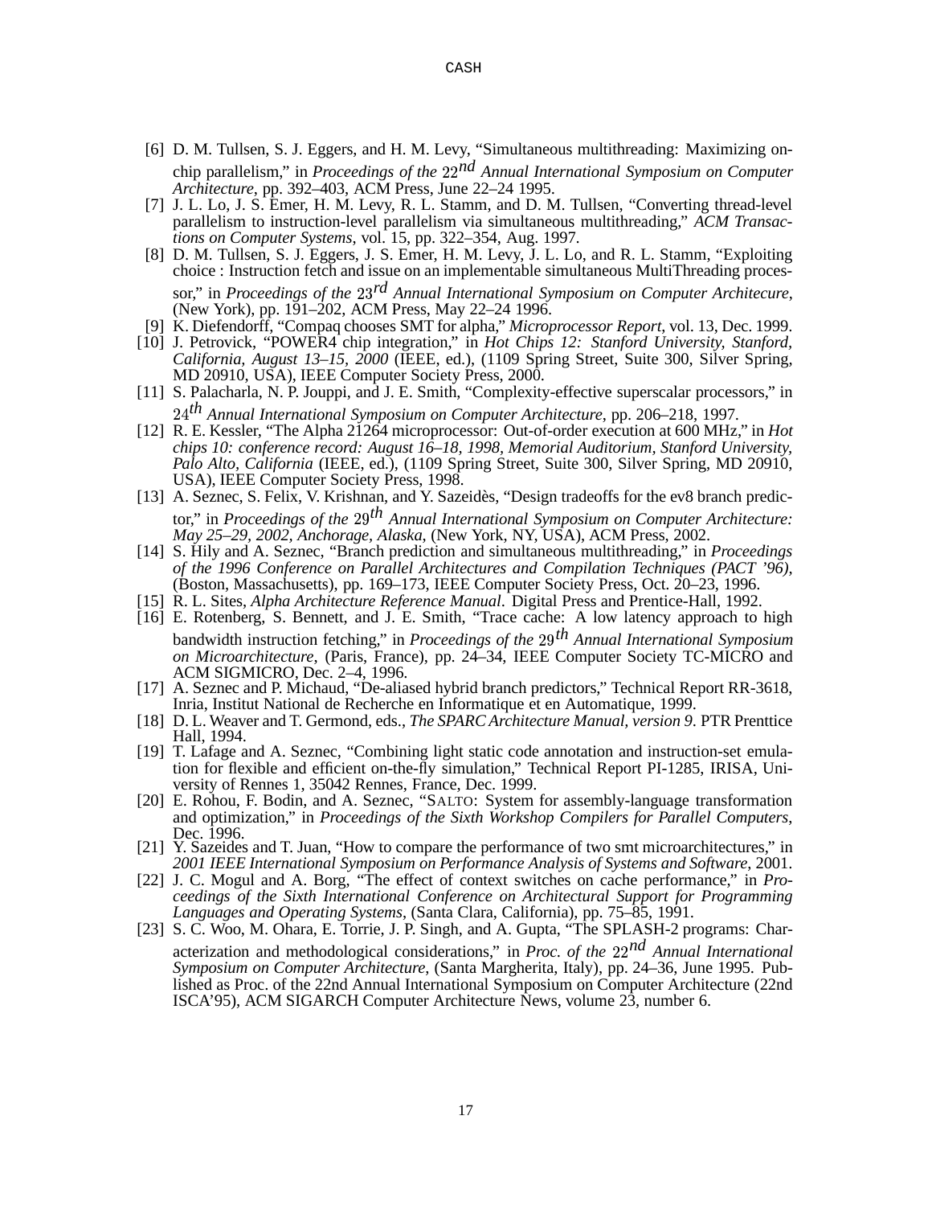[6] D. M. Tullsen, S. J. Eggers, and H. M. Levy, "Simultaneous multithreading: Maximizing on-chip parallelism," in *Proceedings of the $22^{nd}$ Annual International Symposium on Computer Architecture*, pp. 392–403, ACM Press, June 22–24 1995.

[7] J. L. Lo, J. S. Emer, H. M. Levy, R. L. Stamm, and D. M. Tullsen, "Converting thread-level parallelism to instruction-level parallelism via simultaneous multithreading," *ACM Transactions on Computer Systems*, vol. 15, pp. 322–354, Aug. 1997.

[8] D. M. Tullsen, S. J. Eggers, J. S. Emer, H. M. Levy, J. L. Lo, and R. L. Stamm, "Exploiting choice : Instruction fetch and issue on an implementable simultaneous MultiThreading processor," in *Proceedings of the $23^{rd}$ Annual International Symposium on Computer Architecure*, (New York), pp. 191–202, ACM Press, May 22–24 1996.

[9] K. Diefendorff, "Compaq chooses SMT for alpha," *Microprocessor Report*, vol. 13, Dec. 1999.

[10] J. Petrovick, "POWER4 chip integration," in *Hot Chips 12: Stanford University, Stanford, California, August 13–15, 2000* (IEEE, ed.), (1109 Spring Street, Suite 300, Silver Spring, MD 20910, USA), IEEE Computer Society Press, 2000.

[11] S. Palacharla, N. P. Jouppi, and J. E. Smith, "Complexity-effective superscalar processors," in $24^{th}$ *Annual International Symposium on Computer Architecture*, pp. 206–218, 1997.

[12] R. E. Kessler, "The Alpha 21264 microprocessor: Out-of-order execution at 600 MHz," in *Hot chips 10: conference record: August 16–18, 1998, Memorial Auditorium, Stanford University, Palo Alto, California* (IEEE, ed.), (1109 Spring Street, Suite 300, Silver Spring, MD 20910, USA), IEEE Computer Society Press, 1998.

[13] A. Seznec, S. Felix, V. Krishnan, and Y. Sazeidès, "Design tradeoffs for the ev8 branch predictor," in *Proceedings of the $29^{th}$ Annual International Symposium on Computer Architecture: May 25–29, 2002, Anchorage, Alaska*, (New York, NY, USA), ACM Press, 2002.

[14] S. Hily and A. Seznec, "Branch prediction and simultaneous multithreading," in *Proceedings of the 1996 Conference on Parallel Architectures and Compilation Techniques (PACT '96)*, (Boston, Massachusetts), pp. 169–173, IEEE Computer Society Press, Oct. 20–23, 1996.

[15] R. L. Sites, *Alpha Architecture Reference Manual*. Digital Press and Prentice-Hall, 1992.

[16] E. Rotenberg, S. Bennett, and J. E. Smith, "Trace cache: A low latency approach to high bandwidth instruction fetching," in *Proceedings of the $29^{th}$ Annual International Symposium on Microarchitecture*, (Paris, France), pp. 24–34, IEEE Computer Society TC-MICRO and ACM SIGMICRO, Dec. 2–4, 1996.

[17] A. Seznec and P. Michaud, "De-aliased hybrid branch predictors," Technical Report RR-3618, Inria, Institut National de Recherche en Informatique et en Automatique, 1999.

[18] D. L. Weaver and T. Germond, eds., *The SPARC Architecture Manual, version 9*. PTR Prenttice Hall, 1994.

[19] T. Lafage and A. Seznec, "Combining light static code annotation and instruction-set emulation for flexible and efficient on-the-fly simulation," Technical Report PI-1285, IRISA, University of Rennes 1, 35042 Rennes, France, Dec. 1999.

[20] E. Rohou, F. Bodin, and A. Seznec, "SALTO: System for assembly-language transformation and optimization," in *Proceedings of the Sixth Workshop Compilers for Parallel Computers*, Dec. 1996.

[21] Y. Sazeides and T. Juan, "How to compare the performance of two smt microarchitectures," in *2001 IEEE International Symposium on Performance Analysis of Systems and Software*, 2001.

[22] J. C. Mogul and A. Borg, "The effect of context switches on cache performance," in *Proceedings of the Sixth International Conference on Architectural Support for Programming Languages and Operating Systems*, (Santa Clara, California), pp. 75–85, 1991.

[23] S. C. Woo, M. Ohara, E. Torrie, J. P. Singh, and A. Gupta, "The SPLASH-2 programs: Characterization and methodological considerations," in *Proc. of the $22^{nd}$ Annual International Symposium on Computer Architecture*, (Santa Margherita, Italy), pp. 24–36, June 1995. Published as Proc. of the 22nd Annual International Symposium on Computer Architecture (22nd ISCA'95), ACM SIGARCH Computer Architecture News, volume 23, number 6.